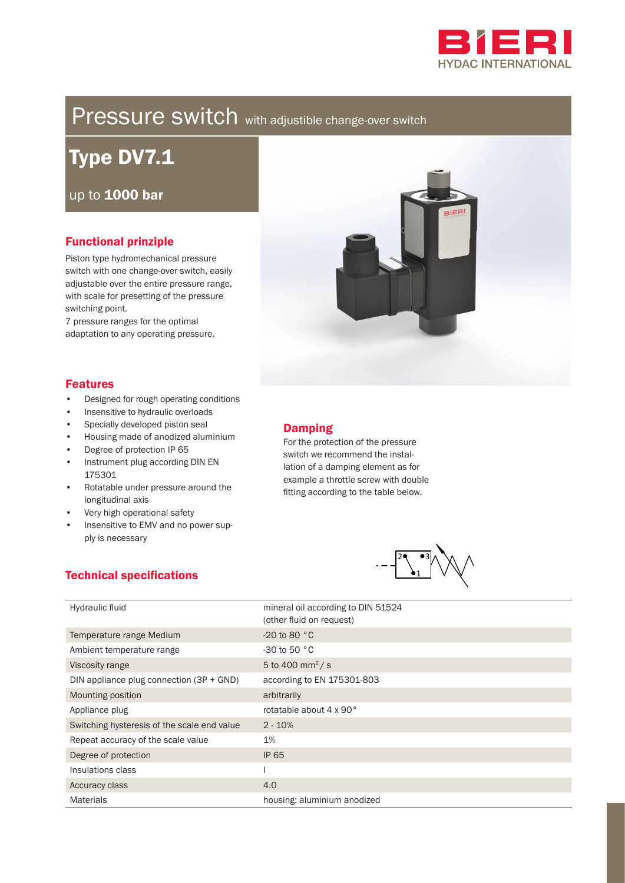BIERI HYDAC INTERNATIONAL

# Pressure switch with adjustible change-over switch

## Type DV7.1

up to **1000 bar**

### Functional prinziple

Piston type hydromechanical pressure switch with one change-over switch, easily adjustable over the entire pressure range, with scale for presetting of the pressure switching point.
7 pressure ranges for the optimal adaptation to any operating pressure.

### Features

- Designed for rough operating conditions
- Insensitive to hydraulic overloads
- Specially developed piston seal
- Housing made of anodized aluminium
- Degree of protection IP 65
- Instrument plug according DIN EN 175301
- Rotatable under pressure around the longitudinal axis
- Very high operational safety
- Insensitive to EMV and no power supply is necessary

### Damping

For the protection of the pressure switch we recommend the installation of a damping element as for example a throttle screw with double fitting according to the table below.

### Technical specifications

| | |
|---|---|
| Hydraulic fluid | mineral oil according to DIN 51524 (other fluid on request) |
| Temperature range Medium | -20 to 80 °C |
| Ambient temperature range | -30 to 50 °C |
| Viscosity range | 5 to 400 $mm^2/s$ |
| DIN appliance plug connection (3P + GND) | according to EN 175301-803 |
| Mounting position | arbitrarily |
| Appliance plug | rotatable about 4 x 90° |
| Switching hysteresis of the scale end value | 2 - 10% |
| Repeat accuracy of the scale value | 1% |
| Degree of protection | IP 65 |
| Insulations class | I |
| Accuracy class | 4.0 |
| Materials | housing: aluminium anodized |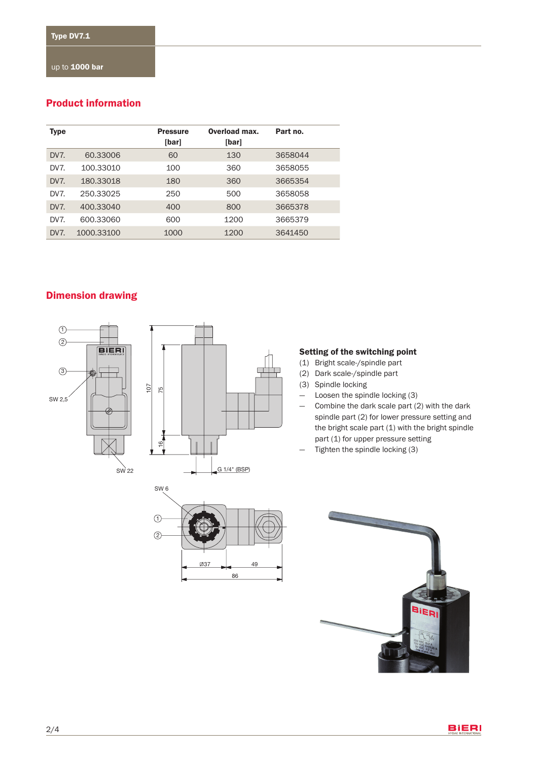Type DV7.1

up to **1000 bar**

## Product information

| Type | | Pressure [bar] | Overload max. [bar] | Part no. |
|---|---|---|---|---|
| DV7. | 60.33006 | 60 | 130 | 3658044 |
| DV7. | 100.33010 | 100 | 360 | 3658055 |
| DV7. | 180.33018 | 180 | 360 | 3665354 |
| DV7. | 250.33025 | 250 | 500 | 3658058 |
| DV7. | 400.33040 | 400 | 800 | 3665378 |
| DV7. | 600.33060 | 600 | 1200 | 3665379 |
| DV7. | 1000.33100 | 1000 | 1200 | 3641450 |

## Dimension drawing

### Setting of the switching point

(1) Bright scale-/spindle part
(2) Dark scale-/spindle part
(3) Spindle locking

- Loosen the spindle locking (3)
- Combine the dark scale part (2) with the dark spindle part (2) for lower pressure setting and the bright scale part (1) with the bright spindle part (1) for upper pressure setting
- Tighten the spindle locking (3)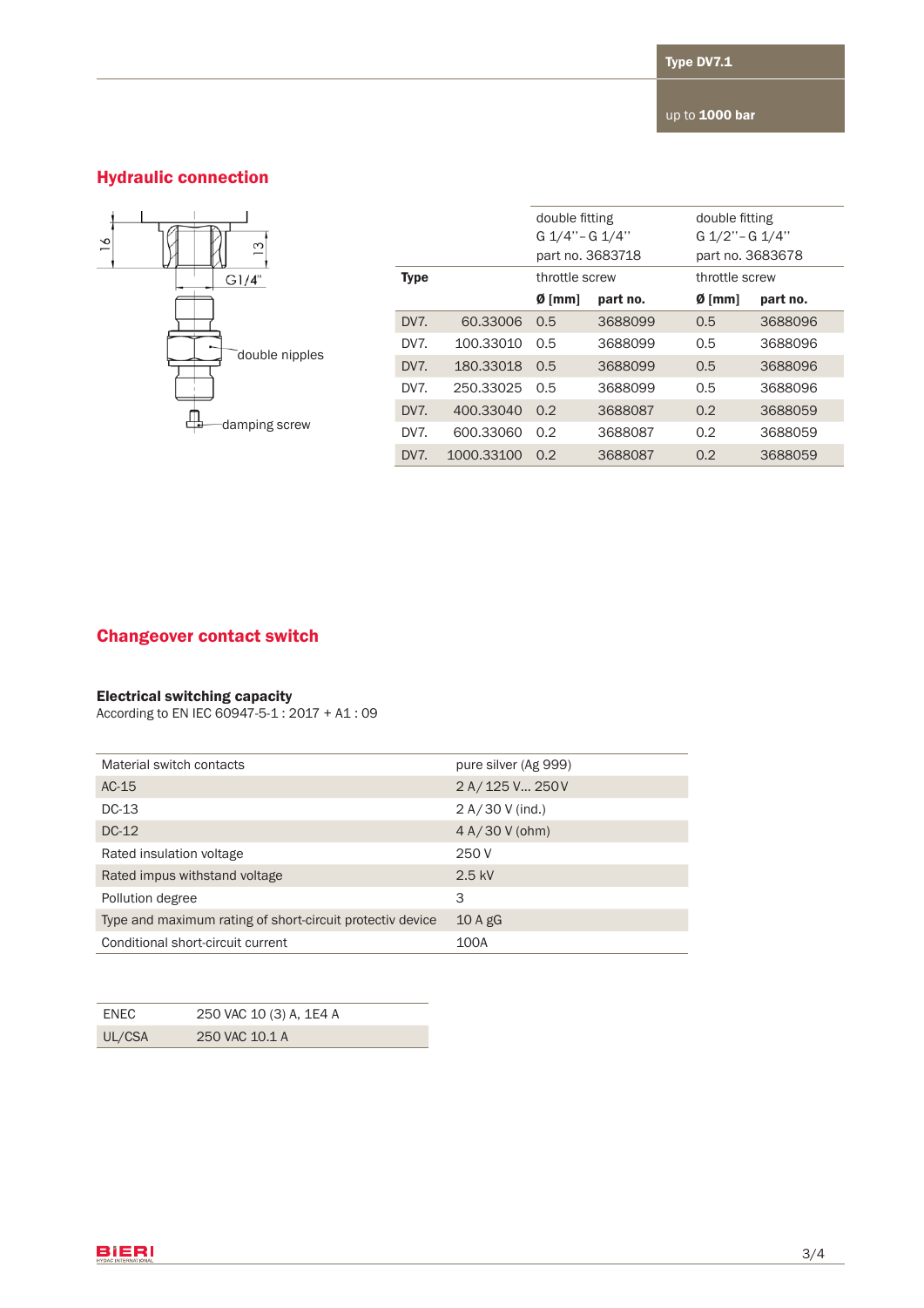## Hydraulic connection

16 13 G1/4"

double nipples

damping screw

| Type | | double fitting G 1/4" – G 1/4" part no. 3683718 | | double fitting G 1/2" – G 1/4" part no. 3683678 | |
|---|---|---|---|---|---|
| | | throttle screw | | throttle screw | |
| | | **Ø [mm]** | **part no.** | **Ø [mm]** | **part no.** |
| DV7. | 60.33006 | 0.5 | 3688099 | 0.5 | 3688096 |
| DV7. | 100.33010 | 0.5 | 3688099 | 0.5 | 3688096 |
| DV7. | 180.33018 | 0.5 | 3688099 | 0.5 | 3688096 |
| DV7. | 250.33025 | 0.5 | 3688099 | 0.5 | 3688096 |
| DV7. | 400.33040 | 0.2 | 3688087 | 0.2 | 3688059 |
| DV7. | 600.33060 | 0.2 | 3688087 | 0.2 | 3688059 |
| DV7. | 1000.33100 | 0.2 | 3688087 | 0.2 | 3688059 |

## Changeover contact switch

**Electrical switching capacity**
According to EN IEC 60947-5-1 : 2017 + A1 : 09

| | |
|---|---|
| Material switch contacts | pure silver (Ag 999) |
| AC-15 | 2 A / 125 V... 250 V |
| DC-13 | 2 A / 30 V (ind.) |
| DC-12 | 4 A / 30 V (ohm) |
| Rated insulation voltage | 250 V |
| Rated impus withstand voltage | 2.5 kV |
| Pollution degree | 3 |
| Type and maximum rating of short-circuit protectiv device | 10 A gG |
| Conditional short-circuit current | 100A |

| | |
|---|---|
| ENEC | 250 VAC 10 (3) A, 1E4 A |
| UL/CSA | 250 VAC 10.1 A |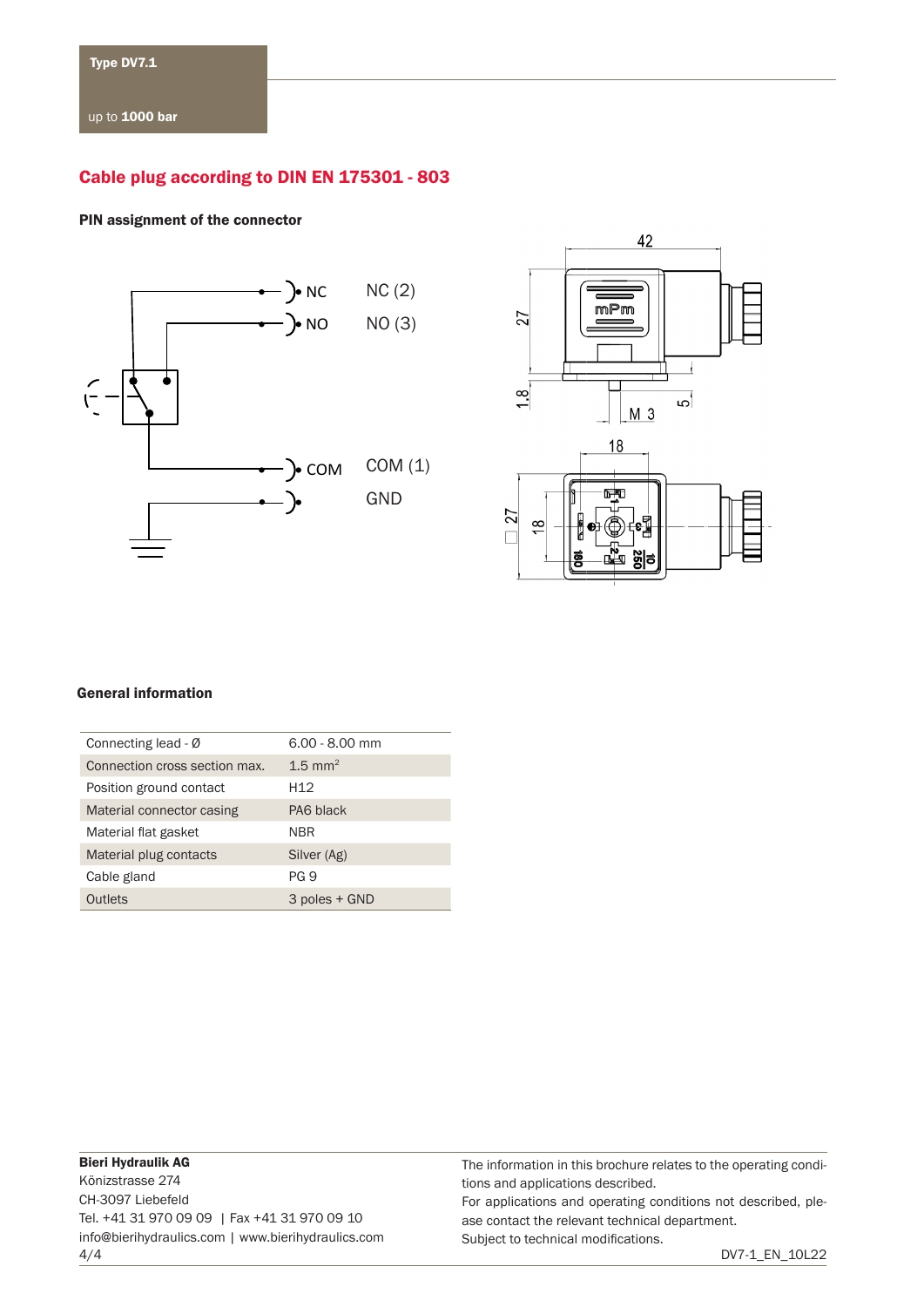Type DV7.1

up to **1000 bar**

## Cable plug according to DIN EN 175301 - 803

### PIN assignment of the connector

NC
NO
COM

NC (2)
NO (3)
COM (1)
GND

42
27
1.8
M 3
5
18
27
18

### General information

| | |
|---|---|
| Connecting lead - Ø | 6.00 - 8.00 mm |
| Connection cross section max. | 1.5 mm² |
| Position ground contact | H12 |
| Material connector casing | PA6 black |
| Material flat gasket | NBR |
| Material plug contacts | Silver (Ag) |
| Cable gland | PG 9 |
| Outlets | 3 poles + GND |

**Bieri Hydraulik AG**
Könizstrasse 274
CH-3097 Liebefeld
Tel. +41 31 970 09 09 | Fax +41 31 970 09 10
info@bierihydraulics.com | www.bierihydraulics.com

The information in this brochure relates to the operating conditions and applications described.
For applications and operating conditions not described, please contact the relevant technical department.
Subject to technical modifications.

DV7-1_EN_10L22